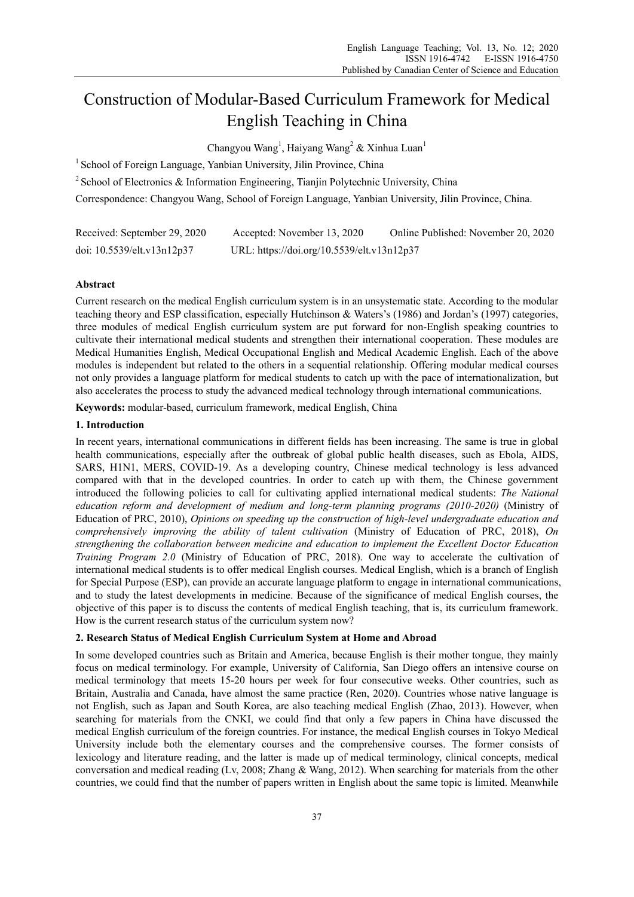# Construction of Modular-Based Curriculum Framework for Medical English Teaching in China

Changyou Wang[1], Haiyang Wang[2] & Xinhua Luan[1]

[1] School of Foreign Language, Yanbian University, Jilin Province, China

[2] School of Electronics & Information Engineering, Tianjin Polytechnic University, China

Correspondence: Changyou Wang, School of Foreign Language, Yanbian University, Jilin Province, China.

Received: September 29, 2020 Accepted: November 13, 2020 Online Published: November 20, 2020

doi: 10.5539/elt.v13n12p37 URL: https://doi.org/10.5539/elt.v13n12p37

## Abstract

Current research on the medical English curriculum system is in an unsystematic state. According to the modular teaching theory and ESP classification, especially Hutchinson & Waters's (1986) and Jordan's (1997) categories, three modules of medical English curriculum system are put forward for non-English speaking countries to cultivate their international medical students and strengthen their international cooperation. These modules are Medical Humanities English, Medical Occupational English and Medical Academic English. Each of the above modules is independent but related to the others in a sequential relationship. Offering modular medical courses not only provides a language platform for medical students to catch up with the pace of internationalization, but also accelerates the process to study the advanced medical technology through international communications.

**Keywords:** modular-based, curriculum framework, medical English, China

## 1. Introduction

In recent years, international communications in different fields has been increasing. The same is true in global health communications, especially after the outbreak of global public health diseases, such as Ebola, AIDS, SARS, H1N1, MERS, COVID-19. As a developing country, Chinese medical technology is less advanced compared with that in the developed countries. In order to catch up with them, the Chinese government introduced the following policies to call for cultivating applied international medical students: *The National education reform and development of medium and long-term planning programs (2010-2020)* (Ministry of Education of PRC, 2010), *Opinions on speeding up the construction of high-level undergraduate education and comprehensively improving the ability of talent cultivation* (Ministry of Education of PRC, 2018), *On strengthening the collaboration between medicine and education to implement the Excellent Doctor Education Training Program 2.0* (Ministry of Education of PRC, 2018). One way to accelerate the cultivation of international medical students is to offer medical English courses. Medical English, which is a branch of English for Special Purpose (ESP), can provide an accurate language platform to engage in international communications, and to study the latest developments in medicine. Because of the significance of medical English courses, the objective of this paper is to discuss the contents of medical English teaching, that is, its curriculum framework. How is the current research status of the curriculum system now?

## 2. Research Status of Medical English Curriculum System at Home and Abroad

In some developed countries such as Britain and America, because English is their mother tongue, they mainly focus on medical terminology. For example, University of California, San Diego offers an intensive course on medical terminology that meets 15-20 hours per week for four consecutive weeks. Other countries, such as Britain, Australia and Canada, have almost the same practice (Ren, 2020). Countries whose native language is not English, such as Japan and South Korea, are also teaching medical English (Zhao, 2013). However, when searching for materials from the CNKI, we could find that only a few papers in China have discussed the medical English curriculum of the foreign countries. For instance, the medical English courses in Tokyo Medical University include both the elementary courses and the comprehensive courses. The former consists of lexicology and literature reading, and the latter is made up of medical terminology, clinical concepts, medical conversation and medical reading (Lv, 2008; Zhang & Wang, 2012). When searching for materials from the other countries, we could find that the number of papers written in English about the same topic is limited. Meanwhile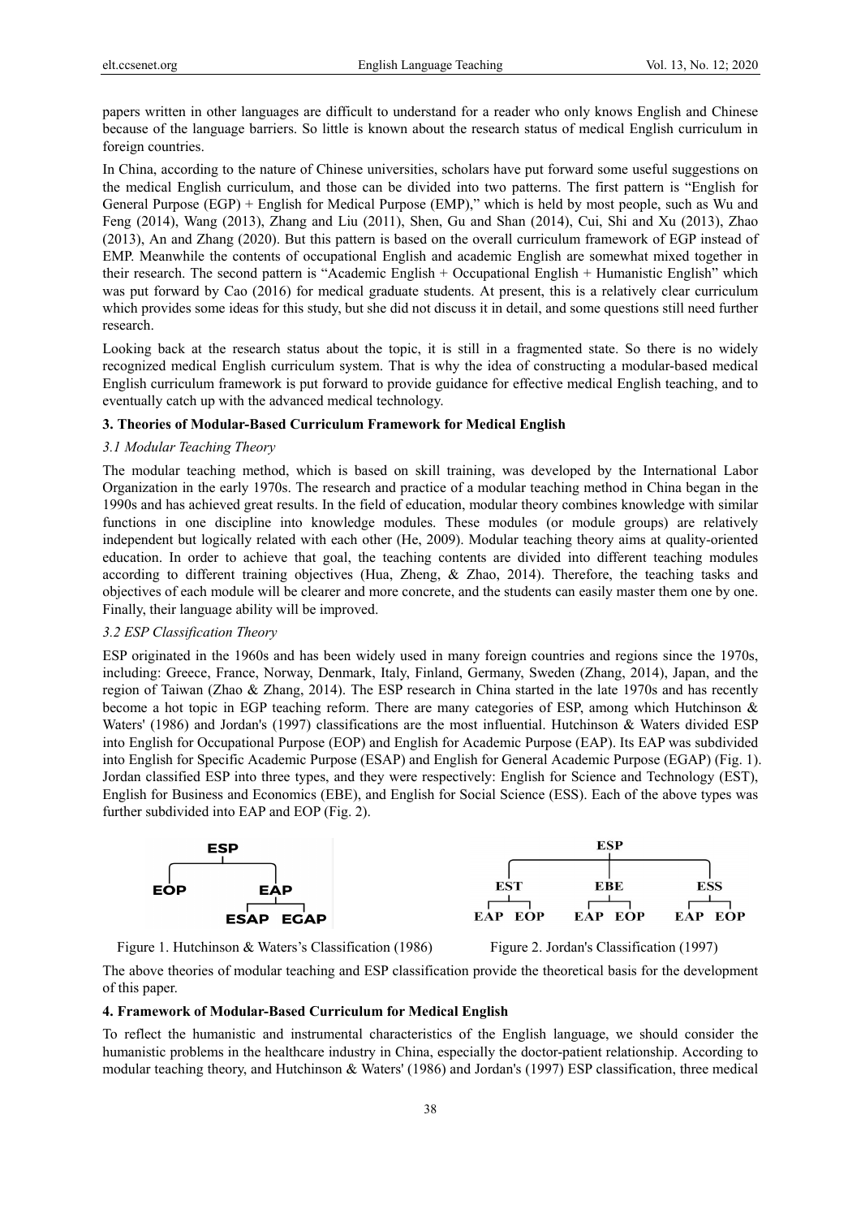papers written in other languages are difficult to understand for a reader who only knows English and Chinese because of the language barriers. So little is known about the research status of medical English curriculum in foreign countries.

In China, according to the nature of Chinese universities, scholars have put forward some useful suggestions on the medical English curriculum, and those can be divided into two patterns. The first pattern is "English for General Purpose (EGP) + English for Medical Purpose (EMP)," which is held by most people, such as Wu and Feng (2014), Wang (2013), Zhang and Liu (2011), Shen, Gu and Shan (2014), Cui, Shi and Xu (2013), Zhao (2013), An and Zhang (2020). But this pattern is based on the overall curriculum framework of EGP instead of EMP. Meanwhile the contents of occupational English and academic English are somewhat mixed together in their research. The second pattern is "Academic English + Occupational English + Humanistic English" which was put forward by Cao (2016) for medical graduate students. At present, this is a relatively clear curriculum which provides some ideas for this study, but she did not discuss it in detail, and some questions still need further research.

Looking back at the research status about the topic, it is still in a fragmented state. So there is no widely recognized medical English curriculum system. That is why the idea of constructing a modular-based medical English curriculum framework is put forward to provide guidance for effective medical English teaching, and to eventually catch up with the advanced medical technology.

## 3. Theories of Modular-Based Curriculum Framework for Medical English

### *3.1 Modular Teaching Theory*

The modular teaching method, which is based on skill training, was developed by the International Labor Organization in the early 1970s. The research and practice of a modular teaching method in China began in the 1990s and has achieved great results. In the field of education, modular theory combines knowledge with similar functions in one discipline into knowledge modules. These modules (or module groups) are relatively independent but logically related with each other (He, 2009). Modular teaching theory aims at quality-oriented education. In order to achieve that goal, the teaching contents are divided into different teaching modules according to different training objectives (Hua, Zheng, & Zhao, 2014). Therefore, the teaching tasks and objectives of each module will be clearer and more concrete, and the students can easily master them one by one. Finally, their language ability will be improved.

### *3.2 ESP Classification Theory*

ESP originated in the 1960s and has been widely used in many foreign countries and regions since the 1970s, including: Greece, France, Norway, Denmark, Italy, Finland, Germany, Sweden (Zhang, 2014), Japan, and the region of Taiwan (Zhao & Zhang, 2014). The ESP research in China started in the late 1970s and has recently become a hot topic in EGP teaching reform. There are many categories of ESP, among which Hutchinson & Waters' (1986) and Jordan's (1997) classifications are the most influential. Hutchinson & Waters divided ESP into English for Occupational Purpose (EOP) and English for Academic Purpose (EAP). Its EAP was subdivided into English for Specific Academic Purpose (ESAP) and English for General Academic Purpose (EGAP) (Fig. 1). Jordan classified ESP into three types, and they were respectively: English for Science and Technology (EST), English for Business and Economics (EBE), and English for Social Science (ESS). Each of the above types was further subdivided into EAP and EOP (Fig. 2).

ESP
EOP　EAP
ESAP　EGAP

Figure 1. Hutchinson & Waters's Classification (1986)

ESP
EST　EBE　ESS
EAP EOP　EAP EOP　EAP EOP

Figure 2. Jordan's Classification (1997)

The above theories of modular teaching and ESP classification provide the theoretical basis for the development of this paper.

## 4. Framework of Modular-Based Curriculum for Medical English

To reflect the humanistic and instrumental characteristics of the English language, we should consider the humanistic problems in the healthcare industry in China, especially the doctor-patient relationship. According to modular teaching theory, and Hutchinson & Waters' (1986) and Jordan's (1997) ESP classification, three medical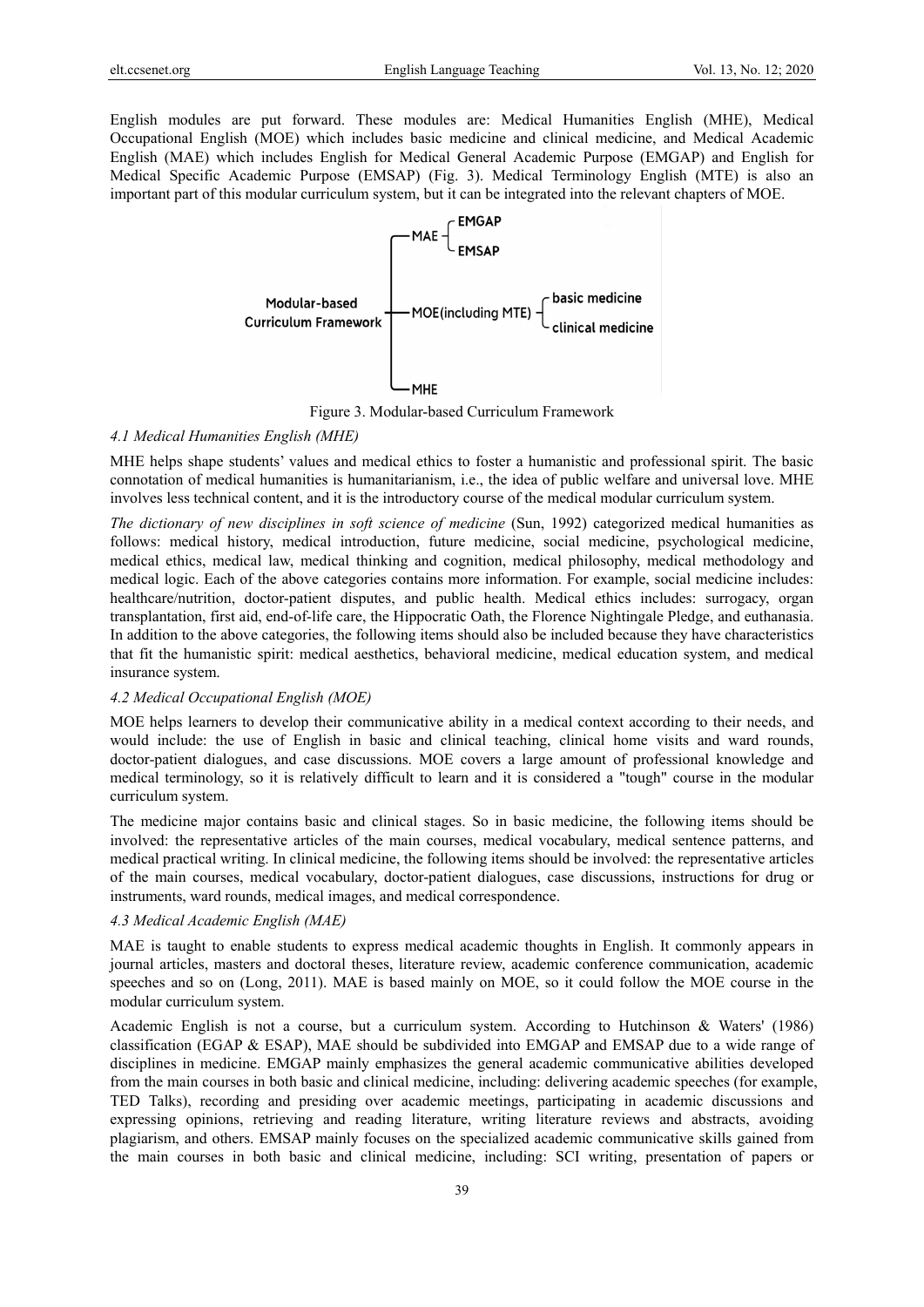English modules are put forward. These modules are: Medical Humanities English (MHE), Medical Occupational English (MOE) which includes basic medicine and clinical medicine, and Medical Academic English (MAE) which includes English for Medical General Academic Purpose (EMGAP) and English for Medical Specific Academic Purpose (EMSAP) (Fig. 3). Medical Terminology English (MTE) is also an important part of this modular curriculum system, but it can be integrated into the relevant chapters of MOE.

Figure 3. Modular-based Curriculum Framework

#### *4.1 Medical Humanities English (MHE)*

MHE helps shape students' values and medical ethics to foster a humanistic and professional spirit. The basic connotation of medical humanities is humanitarianism, i.e., the idea of public welfare and universal love. MHE involves less technical content, and it is the introductory course of the medical modular curriculum system.

*The dictionary of new disciplines in soft science of medicine* (Sun, 1992) categorized medical humanities as follows: medical history, medical introduction, future medicine, social medicine, psychological medicine, medical ethics, medical law, medical thinking and cognition, medical philosophy, medical methodology and medical logic. Each of the above categories contains more information. For example, social medicine includes: healthcare/nutrition, doctor-patient disputes, and public health. Medical ethics includes: surrogacy, organ transplantation, first aid, end-of-life care, the Hippocratic Oath, the Florence Nightingale Pledge, and euthanasia. In addition to the above categories, the following items should also be included because they have characteristics that fit the humanistic spirit: medical aesthetics, behavioral medicine, medical education system, and medical insurance system.

#### *4.2 Medical Occupational English (MOE)*

MOE helps learners to develop their communicative ability in a medical context according to their needs, and would include: the use of English in basic and clinical teaching, clinical home visits and ward rounds, doctor-patient dialogues, and case discussions. MOE covers a large amount of professional knowledge and medical terminology, so it is relatively difficult to learn and it is considered a "tough" course in the modular curriculum system.

The medicine major contains basic and clinical stages. So in basic medicine, the following items should be involved: the representative articles of the main courses, medical vocabulary, medical sentence patterns, and medical practical writing. In clinical medicine, the following items should be involved: the representative articles of the main courses, medical vocabulary, doctor-patient dialogues, case discussions, instructions for drug or instruments, ward rounds, medical images, and medical correspondence.

#### *4.3 Medical Academic English (MAE)*

MAE is taught to enable students to express medical academic thoughts in English. It commonly appears in journal articles, masters and doctoral theses, literature review, academic conference communication, academic speeches and so on (Long, 2011). MAE is based mainly on MOE, so it could follow the MOE course in the modular curriculum system.

Academic English is not a course, but a curriculum system. According to Hutchinson & Waters' (1986) classification (EGAP & ESAP), MAE should be subdivided into EMGAP and EMSAP due to a wide range of disciplines in medicine. EMGAP mainly emphasizes the general academic communicative abilities developed from the main courses in both basic and clinical medicine, including: delivering academic speeches (for example, TED Talks), recording and presiding over academic meetings, participating in academic discussions and expressing opinions, retrieving and reading literature, writing literature reviews and abstracts, avoiding plagiarism, and others. EMSAP mainly focuses on the specialized academic communicative skills gained from the main courses in both basic and clinical medicine, including: SCI writing, presentation of papers or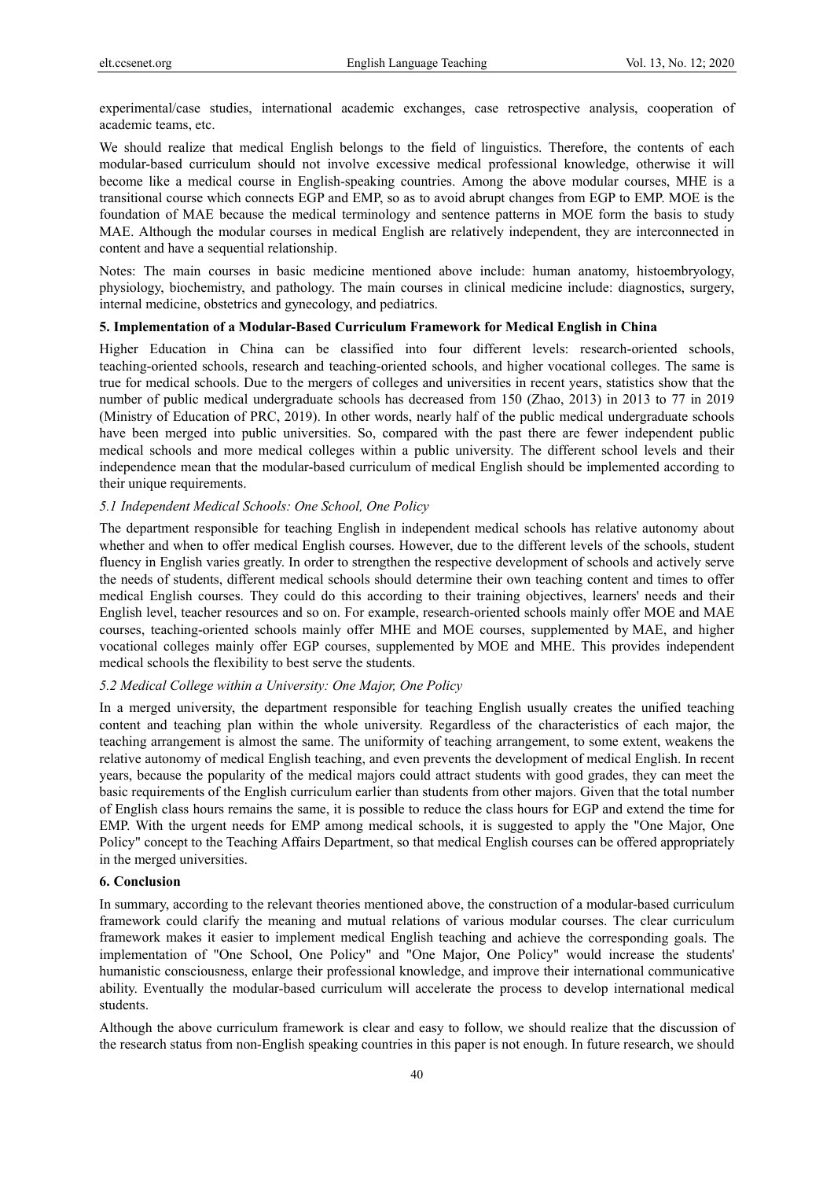experimental/case studies, international academic exchanges, case retrospective analysis, cooperation of academic teams, etc.

We should realize that medical English belongs to the field of linguistics. Therefore, the contents of each modular-based curriculum should not involve excessive medical professional knowledge, otherwise it will become like a medical course in English-speaking countries. Among the above modular courses, MHE is a transitional course which connects EGP and EMP, so as to avoid abrupt changes from EGP to EMP. MOE is the foundation of MAE because the medical terminology and sentence patterns in MOE form the basis to study MAE. Although the modular courses in medical English are relatively independent, they are interconnected in content and have a sequential relationship.

Notes: The main courses in basic medicine mentioned above include: human anatomy, histoembryology, physiology, biochemistry, and pathology. The main courses in clinical medicine include: diagnostics, surgery, internal medicine, obstetrics and gynecology, and pediatrics.

## 5. Implementation of a Modular-Based Curriculum Framework for Medical English in China

Higher Education in China can be classified into four different levels: research-oriented schools, teaching-oriented schools, research and teaching-oriented schools, and higher vocational colleges. The same is true for medical schools. Due to the mergers of colleges and universities in recent years, statistics show that the number of public medical undergraduate schools has decreased from 150 (Zhao, 2013) in 2013 to 77 in 2019 (Ministry of Education of PRC, 2019). In other words, nearly half of the public medical undergraduate schools have been merged into public universities. So, compared with the past there are fewer independent public medical schools and more medical colleges within a public university. The different school levels and their independence mean that the modular-based curriculum of medical English should be implemented according to their unique requirements.

### *5.1 Independent Medical Schools: One School, One Policy*

The department responsible for teaching English in independent medical schools has relative autonomy about whether and when to offer medical English courses. However, due to the different levels of the schools, student fluency in English varies greatly. In order to strengthen the respective development of schools and actively serve the needs of students, different medical schools should determine their own teaching content and times to offer medical English courses. They could do this according to their training objectives, learners' needs and their English level, teacher resources and so on. For example, research-oriented schools mainly offer MOE and MAE courses, teaching-oriented schools mainly offer MHE and MOE courses, supplemented by MAE, and higher vocational colleges mainly offer EGP courses, supplemented by MOE and MHE. This provides independent medical schools the flexibility to best serve the students.

### *5.2 Medical College within a University: One Major, One Policy*

In a merged university, the department responsible for teaching English usually creates the unified teaching content and teaching plan within the whole university. Regardless of the characteristics of each major, the teaching arrangement is almost the same. The uniformity of teaching arrangement, to some extent, weakens the relative autonomy of medical English teaching, and even prevents the development of medical English. In recent years, because the popularity of the medical majors could attract students with good grades, they can meet the basic requirements of the English curriculum earlier than students from other majors. Given that the total number of English class hours remains the same, it is possible to reduce the class hours for EGP and extend the time for EMP. With the urgent needs for EMP among medical schools, it is suggested to apply the "One Major, One Policy" concept to the Teaching Affairs Department, so that medical English courses can be offered appropriately in the merged universities.

## 6. Conclusion

In summary, according to the relevant theories mentioned above, the construction of a modular-based curriculum framework could clarify the meaning and mutual relations of various modular courses. The clear curriculum framework makes it easier to implement medical English teaching and achieve the corresponding goals. The implementation of "One School, One Policy" and "One Major, One Policy" would increase the students' humanistic consciousness, enlarge their professional knowledge, and improve their international communicative ability. Eventually the modular-based curriculum will accelerate the process to develop international medical students.

Although the above curriculum framework is clear and easy to follow, we should realize that the discussion of the research status from non-English speaking countries in this paper is not enough. In future research, we should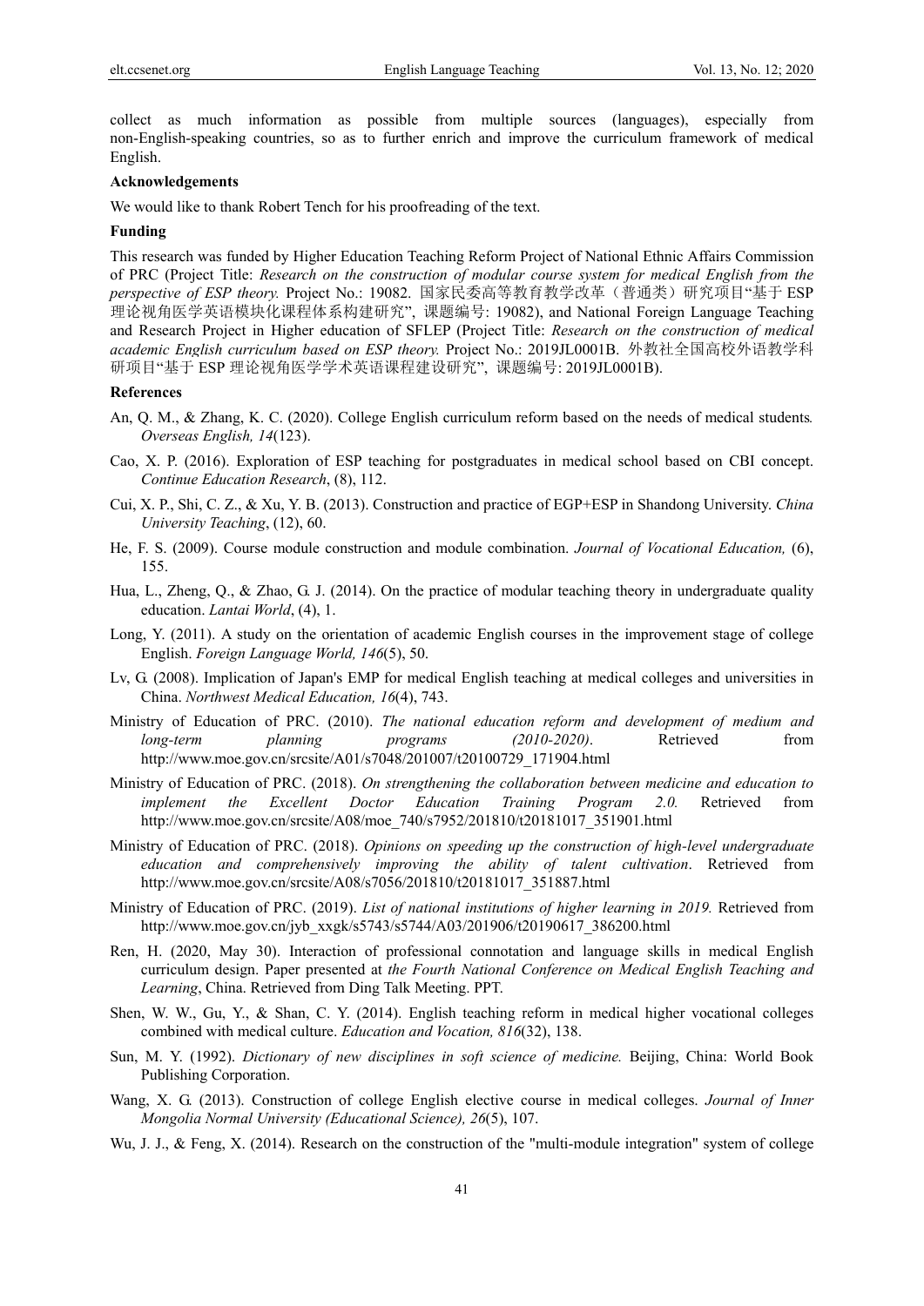collect as much information as possible from multiple sources (languages), especially from non-English-speaking countries, so as to further enrich and improve the curriculum framework of medical English.

**Acknowledgements**

We would like to thank Robert Tench for his proofreading of the text.

**Funding**

This research was funded by Higher Education Teaching Reform Project of National Ethnic Affairs Commission of PRC (Project Title: *Research on the construction of modular course system for medical English from the perspective of ESP theory.* Project No.: 19082. 国家民委高等教育教学改革（普通类）研究项目"基于 ESP 理论视角医学英语模块化课程体系构建研究", 课题编号: 19082), and National Foreign Language Teaching and Research Project in Higher education of SFLEP (Project Title: *Research on the construction of medical academic English curriculum based on ESP theory.* Project No.: 2019JL0001B. 外教社全国高校外语教学科研项目"基于 ESP 理论视角医学学术英语课程建设研究", 课题编号: 2019JL0001B).

**References**

An, Q. M., & Zhang, K. C. (2020). College English curriculum reform based on the needs of medical students*. Overseas English, 14*(123).

Cao, X. P. (2016). Exploration of ESP teaching for postgraduates in medical school based on CBI concept. *Continue Education Research*, (8), 112.

Cui, X. P., Shi, C. Z., & Xu, Y. B. (2013). Construction and practice of EGP+ESP in Shandong University. *China University Teaching*, (12), 60.

He, F. S. (2009). Course module construction and module combination. *Journal of Vocational Education,* (6), 155.

Hua, L., Zheng, Q., & Zhao, G. J. (2014). On the practice of modular teaching theory in undergraduate quality education. *Lantai World*, (4), 1.

Long, Y. (2011). A study on the orientation of academic English courses in the improvement stage of college English. *Foreign Language World, 146*(5), 50.

Lv, G. (2008). Implication of Japan's EMP for medical English teaching at medical colleges and universities in China. *Northwest Medical Education, 16*(4), 743.

Ministry of Education of PRC. (2010). *The national education reform and development of medium and long-term planning programs (2010-2020)*. Retrieved from http://www.moe.gov.cn/srcsite/A01/s7048/201007/t20100729_171904.html

Ministry of Education of PRC. (2018). *On strengthening the collaboration between medicine and education to implement the Excellent Doctor Education Training Program 2.0.* Retrieved from http://www.moe.gov.cn/srcsite/A08/moe_740/s7952/201810/t20181017_351901.html

Ministry of Education of PRC. (2018). *Opinions on speeding up the construction of high-level undergraduate education and comprehensively improving the ability of talent cultivation*. Retrieved from http://www.moe.gov.cn/srcsite/A08/s7056/201810/t20181017_351887.html

Ministry of Education of PRC. (2019). *List of national institutions of higher learning in 2019.* Retrieved from http://www.moe.gov.cn/jyb_xxgk/s5743/s5744/A03/201906/t20190617_386200.html

Ren, H. (2020, May 30). Interaction of professional connotation and language skills in medical English curriculum design. Paper presented at *the Fourth National Conference on Medical English Teaching and Learning*, China. Retrieved from Ding Talk Meeting. PPT.

Shen, W. W., Gu, Y., & Shan, C. Y. (2014). English teaching reform in medical higher vocational colleges combined with medical culture. *Education and Vocation, 816*(32), 138.

Sun, M. Y. (1992). *Dictionary of new disciplines in soft science of medicine.* Beijing, China: World Book Publishing Corporation.

Wang, X. G. (2013). Construction of college English elective course in medical colleges. *Journal of Inner Mongolia Normal University (Educational Science), 26*(5), 107.

Wu, J. J., & Feng, X. (2014). Research on the construction of the "multi-module integration" system of college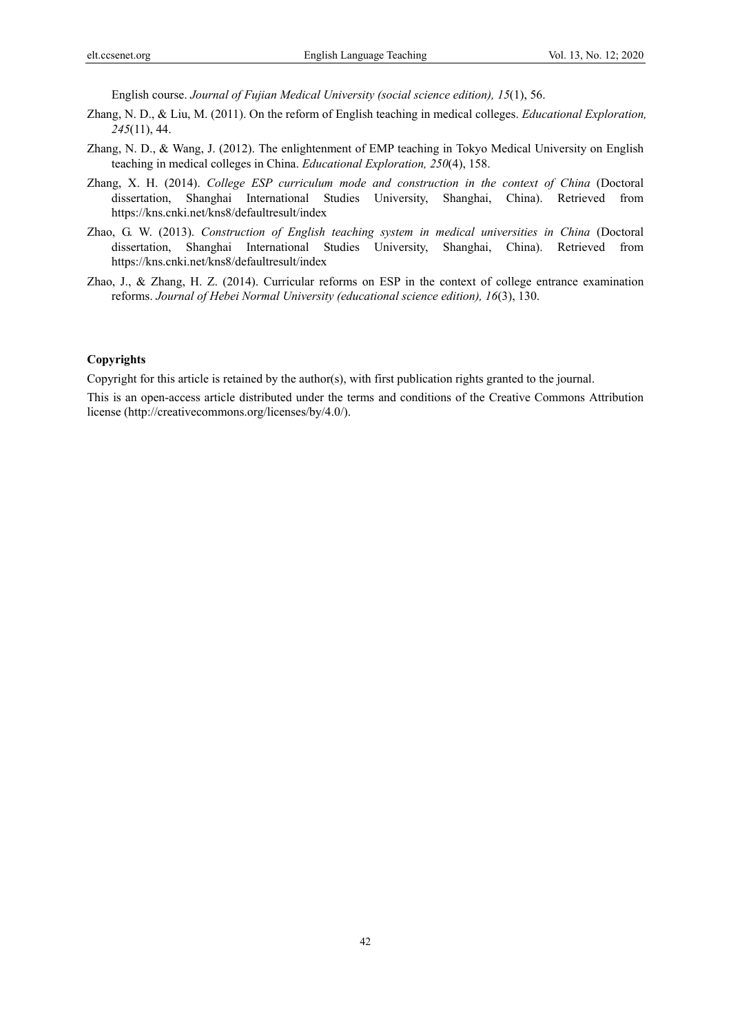English course. *Journal of Fujian Medical University (social science edition), 15*(1), 56.

Zhang, N. D., & Liu, M. (2011). On the reform of English teaching in medical colleges. *Educational Exploration, 245*(11), 44.

Zhang, N. D., & Wang, J. (2012). The enlightenment of EMP teaching in Tokyo Medical University on English teaching in medical colleges in China. *Educational Exploration, 250*(4), 158.

Zhang, X. H. (2014). *College ESP curriculum mode and construction in the context of China* (Doctoral dissertation, Shanghai International Studies University, Shanghai, China). Retrieved from https://kns.cnki.net/kns8/defaultresult/index

Zhao, G. W. (2013). *Construction of English teaching system in medical universities in China* (Doctoral dissertation, Shanghai International Studies University, Shanghai, China). Retrieved from https://kns.cnki.net/kns8/defaultresult/index

Zhao, J., & Zhang, H. Z. (2014). Curricular reforms on ESP in the context of college entrance examination reforms. *Journal of Hebei Normal University (educational science edition), 16*(3), 130.

**Copyrights**

Copyright for this article is retained by the author(s), with first publication rights granted to the journal.

This is an open-access article distributed under the terms and conditions of the Creative Commons Attribution license (http://creativecommons.org/licenses/by/4.0/).